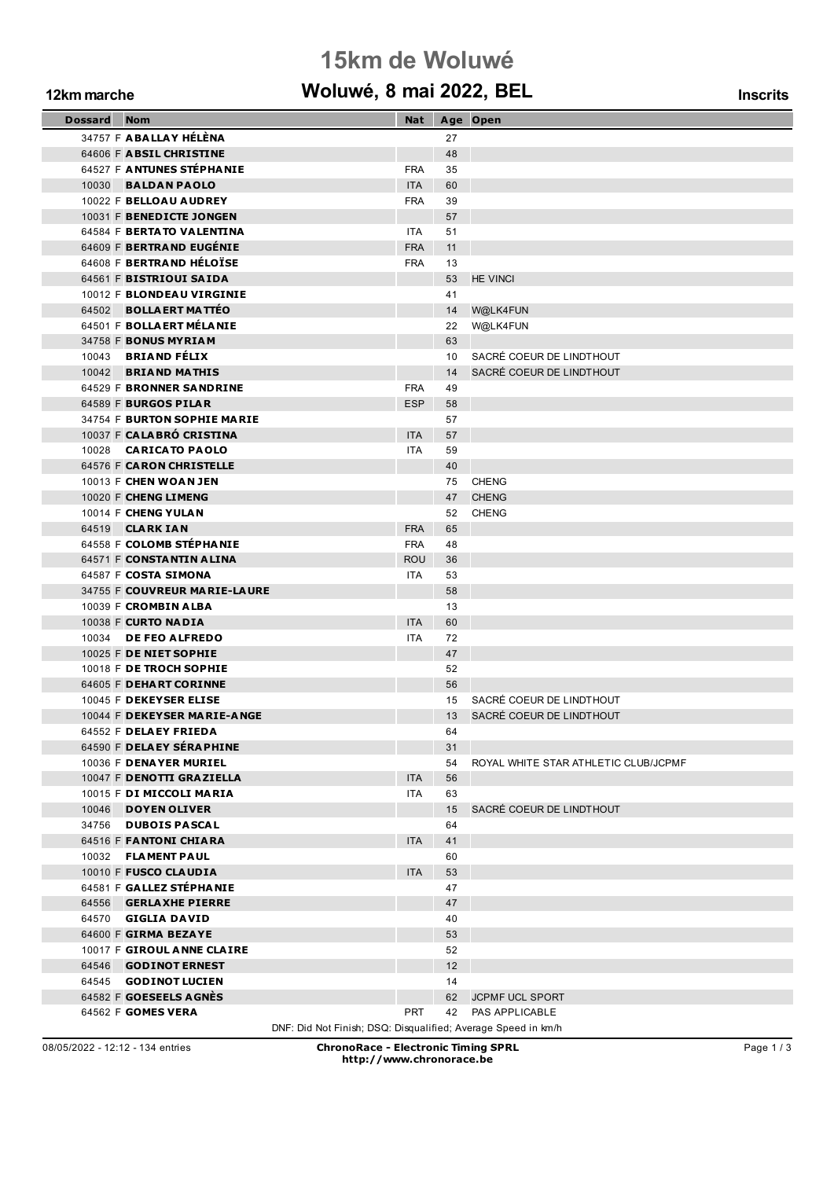# 15km de Woluwé

## Woluwé, 8 mai 2022, BEL

**12km marche** | **Inscrits**

| Dossard | | Nom | Nat | Age | Open |
|---|---|---|---|---|---|
| 34757 | F | **ABALLAY HÉLÈNA** | | 27 | |
| 64606 | F | **ABSIL CHRISTINE** | | 48 | |
| 64527 | F | **ANTUNES STÉPHANIE** | FRA | 35 | |
| 10030 | | **BALDAN PAOLO** | ITA | 60 | |
| 10022 | F | **BELLOAU AUDREY** | FRA | 39 | |
| 10031 | F | **BENEDICTE JONGEN** | | 57 | |
| 64584 | F | **BERTATO VALENTINA** | ITA | 51 | |
| 64609 | F | **BERTRAND EUGÉNIE** | FRA | 11 | |
| 64608 | F | **BERTRAND HÉLOÏSE** | FRA | 13 | |
| 64561 | F | **BISTRIOUI SAIDA** | | 53 | HE VINCI |
| 10012 | F | **BLONDEAU VIRGINIE** | | 41 | |
| 64502 | | **BOLLAERT MATTÉO** | | 14 | W@LK4FUN |
| 64501 | F | **BOLLAERT MÉLANIE** | | 22 | W@LK4FUN |
| 34758 | F | **BONUS MYRIAM** | | 63 | |
| 10043 | | **BRIAND FÉLIX** | | 10 | SACRÉ COEUR DE LINDTHOUT |
| 10042 | | **BRIAND MATHIS** | | 14 | SACRÉ COEUR DE LINDTHOUT |
| 64529 | F | **BRONNER SANDRINE** | FRA | 49 | |
| 64589 | F | **BURGOS PILAR** | ESP | 58 | |
| 34754 | F | **BURTON SOPHIE MARIE** | | 57 | |
| 10037 | F | **CALABRÓ CRISTINA** | ITA | 57 | |
| 10028 | | **CARICATO PAOLO** | ITA | 59 | |
| 64576 | F | **CARON CHRISTELLE** | | 40 | |
| 10013 | F | **CHEN WOAN JEN** | | 75 | CHENG |
| 10020 | F | **CHENG LIMENG** | | 47 | CHENG |
| 10014 | F | **CHENG YULAN** | | 52 | CHENG |
| 64519 | | **CLARK IAN** | FRA | 65 | |
| 64558 | F | **COLOMB STÉPHANIE** | FRA | 48 | |
| 64571 | F | **CONSTANTIN ALINA** | ROU | 36 | |
| 64587 | F | **COSTA SIMONA** | ITA | 53 | |
| 34755 | F | **COUVREUR MARIE-LAURE** | | 58 | |
| 10039 | F | **CROMBIN ALBA** | | 13 | |
| 10038 | F | **CURTO NADIA** | ITA | 60 | |
| 10034 | | **DE FEO ALFREDO** | ITA | 72 | |
| 10025 | F | **DE NIET SOPHIE** | | 47 | |
| 10018 | F | **DE TROCH SOPHIE** | | 52 | |
| 64605 | F | **DEHART CORINNE** | | 56 | |
| 10045 | F | **DEKEYSER ELISE** | | 15 | SACRÉ COEUR DE LINDTHOUT |
| 10044 | F | **DEKEYSER MARIE-ANGE** | | 13 | SACRÉ COEUR DE LINDTHOUT |
| 64552 | F | **DELAEY FRIEDA** | | 64 | |
| 64590 | F | **DELAEY SÉRAPHINE** | | 31 | |
| 10036 | F | **DENAYER MURIEL** | | 54 | ROYAL WHITE STAR ATHLETIC CLUB/JCPMF |
| 10047 | F | **DENOTTI GRAZIELLA** | ITA | 56 | |
| 10015 | F | **DI MICCOLI MARIA** | ITA | 63 | |
| 10046 | | **DOYEN OLIVER** | | 15 | SACRÉ COEUR DE LINDTHOUT |
| 34756 | | **DUBOIS PASCAL** | | 64 | |
| 64516 | F | **FANTONI CHIARA** | ITA | 41 | |
| 10032 | | **FLAMENT PAUL** | | 60 | |
| 10010 | F | **FUSCO CLAUDIA** | ITA | 53 | |
| 64581 | F | **GALLEZ STÉPHANIE** | | 47 | |
| 64556 | | **GERLAXHE PIERRE** | | 47 | |
| 64570 | | **GIGLIA DAVID** | | 40 | |
| 64600 | F | **GIRMA BEZAYE** | | 53 | |
| 10017 | F | **GIROUL ANNE CLAIRE** | | 52 | |
| 64546 | | **GODINOT ERNEST** | | 12 | |
| 64545 | | **GODINOT LUCIEN** | | 14 | |
| 64582 | F | **GOESEELS AGNÈS** | | 62 | JCPMF UCL SPORT |
| 64562 | F | **GOMES VERA** | PRT | 42 | PAS APPLICABLE |

DNF: Did Not Finish; DSQ: Disqualified; Average Speed in km/h

08/05/2022 - 12:12 - 134 entries

**ChronoRace - Electronic Timing SPRL**
**http://www.chronorace.be**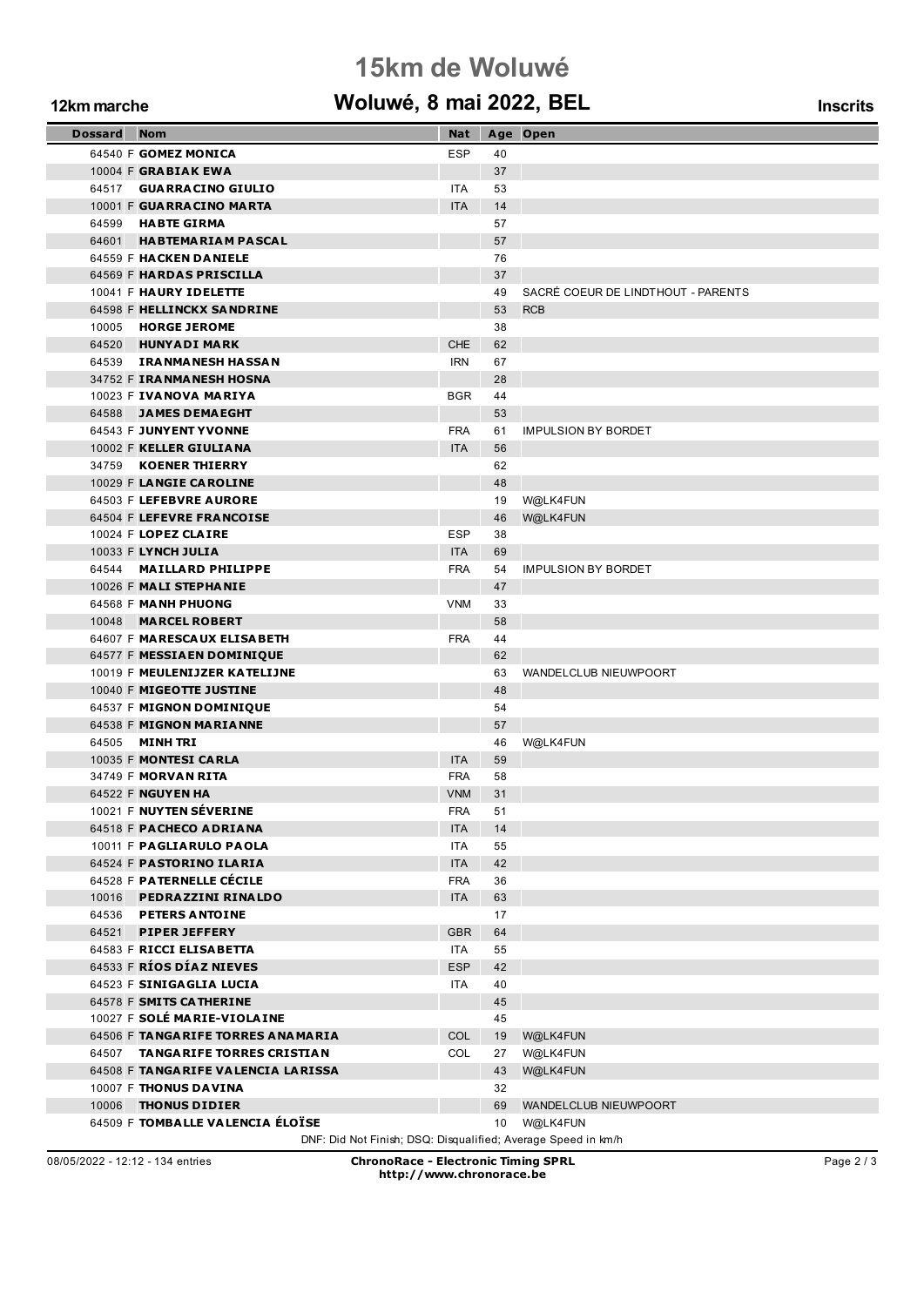# 15km de Woluwé

## Woluwé, 8 mai 2022, BEL

**12km marche** **Inscrits**

| Dossard | Nom | Nat | Age | Open |
|---|---|---|---|---|
| 64540 F | **GOMEZ MONICA** | ESP | 40 | |
| 10004 F | **GRABIAK EWA** | | 37 | |
| 64517 | **GUARRACINO GIULIO** | ITA | 53 | |
| 10001 F | **GUARRACINO MARTA** | ITA | 14 | |
| 64599 | **HABTE GIRMA** | | 57 | |
| 64601 | **HABTEMARIAM PASCAL** | | 57 | |
| 64559 F | **HACKEN DANIELE** | | 76 | |
| 64569 F | **HARDAS PRISCILLA** | | 37 | |
| 10041 F | **HAURY IDELETTE** | | 49 | SACRÉ COEUR DE LINDTHOUT - PARENTS |
| 64598 F | **HELLINCKX SANDRINE** | | 53 | RCB |
| 10005 | **HORGE JEROME** | | 38 | |
| 64520 | **HUNYADI MARK** | CHE | 62 | |
| 64539 | **IRANMANESH HASSAN** | IRN | 67 | |
| 34752 F | **IRANMANESH HOSNA** | | 28 | |
| 10023 F | **IVANOVA MARIYA** | BGR | 44 | |
| 64588 | **JAMES DEMAEGHT** | | 53 | |
| 64543 F | **JUNYENT YVONNE** | FRA | 61 | IMPULSION BY BORDET |
| 10002 F | **KELLER GIULIANA** | ITA | 56 | |
| 34759 | **KOENER THIERRY** | | 62 | |
| 10029 F | **LANGIE CAROLINE** | | 48 | |
| 64503 F | **LEFEBVRE AURORE** | | 19 | W@LK4FUN |
| 64504 F | **LEFEVRE FRANCOISE** | | 46 | W@LK4FUN |
| 10024 F | **LOPEZ CLAIRE** | ESP | 38 | |
| 10033 F | **LYNCH JULIA** | ITA | 69 | |
| 64544 | **MAILLARD PHILIPPE** | FRA | 54 | IMPULSION BY BORDET |
| 10026 F | **MALI STEPHANIE** | | 47 | |
| 64568 F | **MANH PHUONG** | VNM | 33 | |
| 10048 | **MARCEL ROBERT** | | 58 | |
| 64607 F | **MARESCAUX ELISABETH** | FRA | 44 | |
| 64577 F | **MESSIAEN DOMINIQUE** | | 62 | |
| 10019 F | **MEULENIJZER KATELIJNE** | | 63 | WANDELCLUB NIEUWPOORT |
| 10040 F | **MIGEOTTE JUSTINE** | | 48 | |
| 64537 F | **MIGNON DOMINIQUE** | | 54 | |
| 64538 F | **MIGNON MARIANNE** | | 57 | |
| 64505 | **MINH TRI** | | 46 | W@LK4FUN |
| 10035 F | **MONTESI CARLA** | ITA | 59 | |
| 34749 F | **MORVAN RITA** | FRA | 58 | |
| 64522 F | **NGUYEN HA** | VNM | 31 | |
| 10021 F | **NUYTEN SÉVERINE** | FRA | 51 | |
| 64518 F | **PACHECO ADRIANA** | ITA | 14 | |
| 10011 F | **PAGLIARULO PAOLA** | ITA | 55 | |
| 64524 F | **PASTORINO ILARIA** | ITA | 42 | |
| 64528 F | **PATERNELLE CÉCILE** | FRA | 36 | |
| 10016 | **PEDRAZZINI RINALDO** | ITA | 63 | |
| 64536 | **PETERS ANTOINE** | | 17 | |
| 64521 | **PIPER JEFFERY** | GBR | 64 | |
| 64583 F | **RICCI ELISABETTA** | ITA | 55 | |
| 64533 F | **RÍOS DÍAZ NIEVES** | ESP | 42 | |
| 64523 F | **SINIGAGLIA LUCIA** | ITA | 40 | |
| 64578 F | **SMITS CATHERINE** | | 45 | |
| 10027 F | **SOLÉ MARIE-VIOLAINE** | | 45 | |
| 64506 F | **TANGARIFE TORRES ANAMARIA** | COL | 19 | W@LK4FUN |
| 64507 | **TANGARIFE TORRES CRISTIAN** | COL | 27 | W@LK4FUN |
| 64508 F | **TANGARIFE VALENCIA LARISSA** | | 43 | W@LK4FUN |
| 10007 F | **THONUS DAVINA** | | 32 | |
| 10006 | **THONUS DIDIER** | | 69 | WANDELCLUB NIEUWPOORT |
| 64509 F | **TOMBALLE VALENCIA ÉLOÏSE** | | 10 | W@LK4FUN |

DNF: Did Not Finish; DSQ: Disqualified; Average Speed in km/h

08/05/2022 - 12:12 - 134 entries

**ChronoRace - Electronic Timing SPRL**
**http://www.chronorace.be**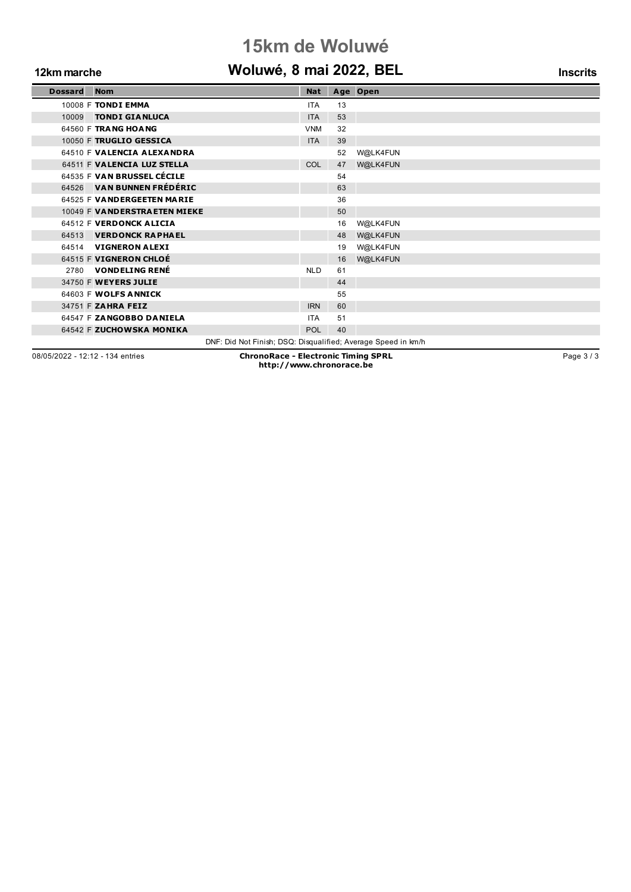# 15km de Woluwé

## Woluwé, 8 mai 2022, BEL

**12km marche** — **Inscrits**

| Dossard | | Nom | Nat | Age | Open |
|---|---|---|---|---|---|
| 10008 | F | **TONDI EMMA** | ITA | 13 | |
| 10009 | | **TONDI GIANLUCA** | ITA | 53 | |
| 64560 | F | **TRANG HOANG** | VNM | 32 | |
| 10050 | F | **TRUGLIO GESSICA** | ITA | 39 | |
| 64510 | F | **VALENCIA ALEXANDRA** | | 52 | W@LK4FUN |
| 64511 | F | **VALENCIA LUZ STELLA** | COL | 47 | W@LK4FUN |
| 64535 | F | **VAN BRUSSEL CÉCILE** | | 54 | |
| 64526 | | **VAN BUNNEN FRÉDÉRIC** | | 63 | |
| 64525 | F | **VANDERGEETEN MARIE** | | 36 | |
| 10049 | F | **VANDERSTRAETEN MIEKE** | | 50 | |
| 64512 | F | **VERDONCK ALICIA** | | 16 | W@LK4FUN |
| 64513 | | **VERDONCK RAPHAEL** | | 48 | W@LK4FUN |
| 64514 | | **VIGNERON ALEXI** | | 19 | W@LK4FUN |
| 64515 | F | **VIGNERON CHLOÉ** | | 16 | W@LK4FUN |
| 2780 | | **VONDELING RENÉ** | NLD | 61 | |
| 34750 | F | **WEYERS JULIE** | | 44 | |
| 64603 | F | **WOLFS ANNICK** | | 55 | |
| 34751 | F | **ZAHRA FEIZ** | IRN | 60 | |
| 64547 | F | **ZANGOBBO DANIELA** | ITA | 51 | |
| 64542 | F | **ZUCHOWSKA MONIKA** | POL | 40 | |

DNF: Did Not Finish; DSQ: Disqualified; Average Speed in km/h

08/05/2022 - 12:12 - 134 entries

**ChronoRace - Electronic Timing SPRL**
**http://www.chronorace.be**